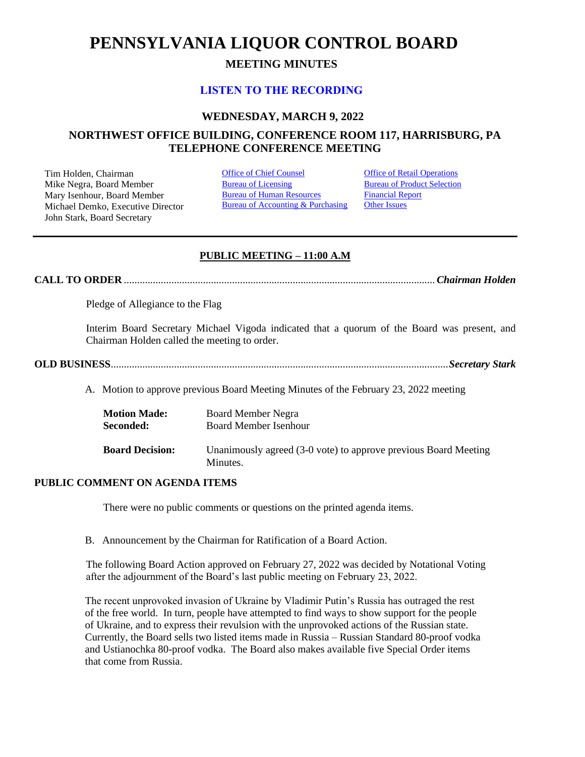# PENNSYLVANIA LIQUOR CONTROL BOARD

## MEETING MINUTES

### [LISTEN TO THE RECORDING]

### WEDNESDAY, MARCH 9, 2022

### NORTHWEST OFFICE BUILDING, CONFERENCE ROOM 117, HARRISBURG, PA TELEPHONE CONFERENCE MEETING

Tim Holden, Chairman
Mike Negra, Board Member
Mary Isenhour, Board Member
Michael Demko, Executive Director
John Stark, Board Secretary

[Office of Chief Counsel]
[Bureau of Licensing]
[Bureau of Human Resources]
[Bureau of Accounting & Purchasing]

[Office of Retail Operations]
[Bureau of Product Selection]
[Financial Report]
[Other Issues]

---

**PUBLIC MEETING – 11:00 A.M**

**CALL TO ORDER** ........................................................................................................ ***Chairman Holden***

Pledge of Allegiance to the Flag

Interim Board Secretary Michael Vigoda indicated that a quorum of the Board was present, and Chairman Holden called the meeting to order.

**OLD BUSINESS** ........................................................................................................ ***Secretary Stark***

A. Motion to approve previous Board Meeting Minutes of the February 23, 2022 meeting

| | |
|---|---|
| **Motion Made:** | Board Member Negra |
| **Seconded:** | Board Member Isenhour |
| **Board Decision:** | Unanimously agreed (3-0 vote) to approve previous Board Meeting Minutes. |

**PUBLIC COMMENT ON AGENDA ITEMS**

There were no public comments or questions on the printed agenda items.

B. Announcement by the Chairman for Ratification of a Board Action.

The following Board Action approved on February 27, 2022 was decided by Notational Voting after the adjournment of the Board's last public meeting on February 23, 2022.

The recent unprovoked invasion of Ukraine by Vladimir Putin's Russia has outraged the rest of the free world. In turn, people have attempted to find ways to show support for the people of Ukraine, and to express their revulsion with the unprovoked actions of the Russian state. Currently, the Board sells two listed items made in Russia – Russian Standard 80-proof vodka and Ustianochka 80-proof vodka. The Board also makes available five Special Order items that come from Russia.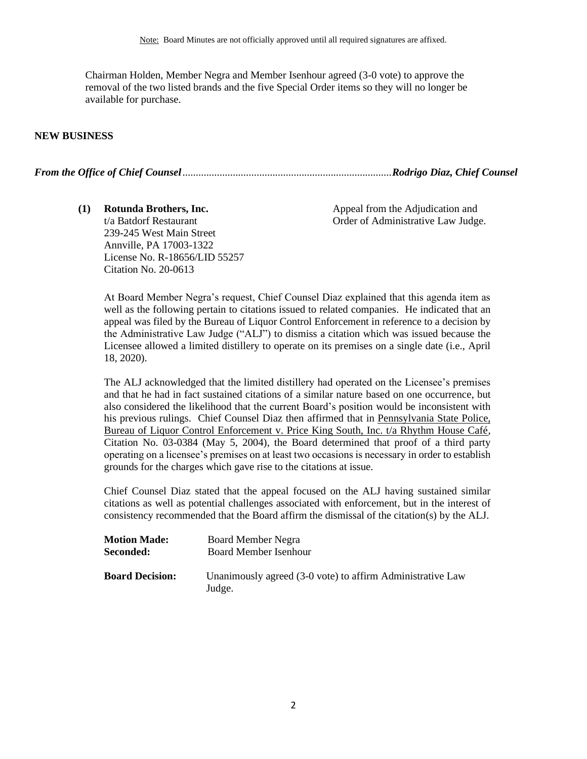Note: Board Minutes are not officially approved until all required signatures are affixed.

Chairman Holden, Member Negra and Member Isenhour agreed (3-0 vote) to approve the removal of the two listed brands and the five Special Order items so they will no longer be available for purchase.

**NEW BUSINESS**

***From the Office of Chief Counsel**.............................................................................**Rodrigo Diaz, Chief Counsel***

**(1) Rotunda Brothers, Inc.**
t/a Batdorf Restaurant
239-245 West Main Street
Annville, PA 17003-1322
License No. R-18656/LID 55257
Citation No. 20-0613

Appeal from the Adjudication and Order of Administrative Law Judge.

At Board Member Negra's request, Chief Counsel Diaz explained that this agenda item as well as the following pertain to citations issued to related companies. He indicated that an appeal was filed by the Bureau of Liquor Control Enforcement in reference to a decision by the Administrative Law Judge ("ALJ") to dismiss a citation which was issued because the Licensee allowed a limited distillery to operate on its premises on a single date (i.e., April 18, 2020).

The ALJ acknowledged that the limited distillery had operated on the Licensee's premises and that he had in fact sustained citations of a similar nature based on one occurrence, but also considered the likelihood that the current Board's position would be inconsistent with his previous rulings. Chief Counsel Diaz then affirmed that in Pennsylvania State Police, Bureau of Liquor Control Enforcement v. Price King South, Inc. t/a Rhythm House Café, Citation No. 03-0384 (May 5, 2004), the Board determined that proof of a third party operating on a licensee's premises on at least two occasions is necessary in order to establish grounds for the charges which gave rise to the citations at issue.

Chief Counsel Diaz stated that the appeal focused on the ALJ having sustained similar citations as well as potential challenges associated with enforcement, but in the interest of consistency recommended that the Board affirm the dismissal of the citation(s) by the ALJ.

**Motion Made:** Board Member Negra
**Seconded:** Board Member Isenhour

**Board Decision:** Unanimously agreed (3-0 vote) to affirm Administrative Law Judge.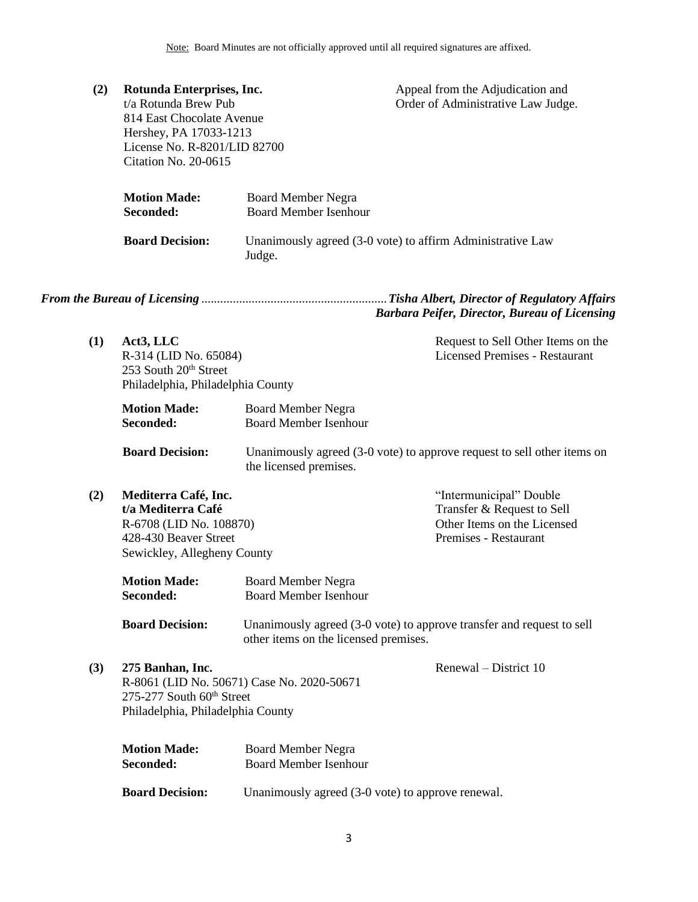Note: Board Minutes are not officially approved until all required signatures are affixed.

**(2) Rotunda Enterprises, Inc.**
t/a Rotunda Brew Pub
814 East Chocolate Avenue
Hershey, PA 17033-1213
License No. R-8201/LID 82700
Citation No. 20-0615

Appeal from the Adjudication and Order of Administrative Law Judge.

**Motion Made:** Board Member Negra
**Seconded:** Board Member Isenhour

**Board Decision:** Unanimously agreed (3-0 vote) to affirm Administrative Law Judge.

***From the Bureau of Licensing*** ........................................................... ***Tisha Albert, Director of Regulatory Affairs***
***Barbara Peifer, Director, Bureau of Licensing***

**(1) Act3, LLC**
R-314 (LID No. 65084)
253 South 20th Street
Philadelphia, Philadelphia County

Request to Sell Other Items on the Licensed Premises - Restaurant

**Motion Made:** Board Member Negra
**Seconded:** Board Member Isenhour

**Board Decision:** Unanimously agreed (3-0 vote) to approve request to sell other items on the licensed premises.

**(2) Mediterra Café, Inc.**
**t/a Mediterra Café**
R-6708 (LID No. 108870)
428-430 Beaver Street
Sewickley, Allegheny County

"Intermunicipal" Double Transfer & Request to Sell Other Items on the Licensed Premises - Restaurant

**Motion Made:** Board Member Negra
**Seconded:** Board Member Isenhour

**Board Decision:** Unanimously agreed (3-0 vote) to approve transfer and request to sell other items on the licensed premises.

**(3) 275 Banhan, Inc.**
R-8061 (LID No. 50671) Case No. 2020-50671
275-277 South 60th Street
Philadelphia, Philadelphia County

Renewal – District 10

**Motion Made:** Board Member Negra
**Seconded:** Board Member Isenhour

**Board Decision:** Unanimously agreed (3-0 vote) to approve renewal.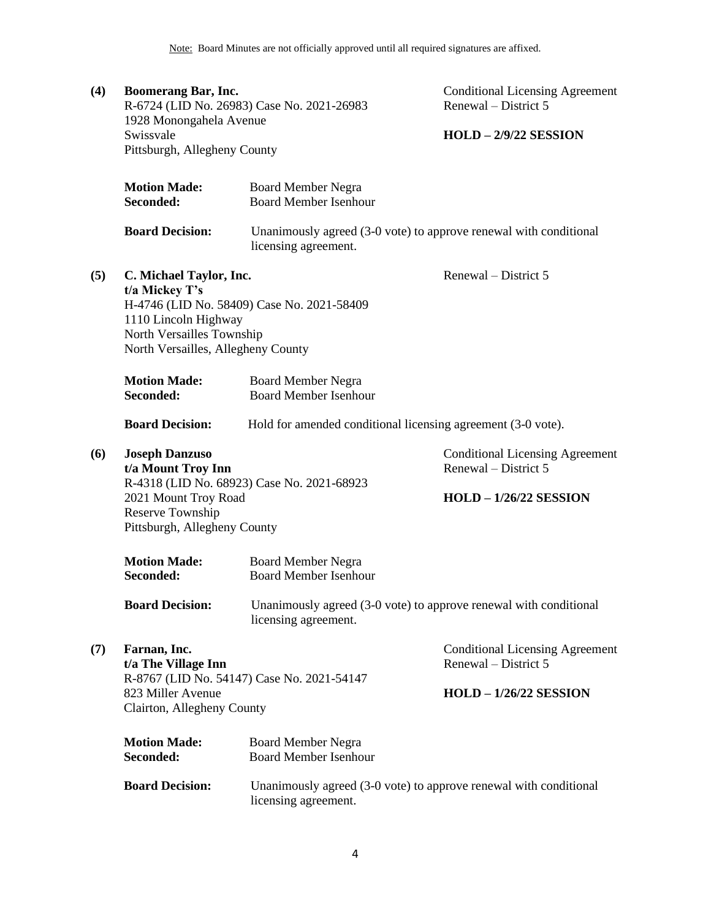Note: Board Minutes are not officially approved until all required signatures are affixed.

**(4) Boomerang Bar, Inc.**
R-6724 (LID No. 26983) Case No. 2021-26983
1928 Monongahela Avenue
Swissvale
Pittsburgh, Allegheny County

Conditional Licensing Agreement
Renewal – District 5

**HOLD – 2/9/22 SESSION**

**Motion Made:** Board Member Negra
**Seconded:** Board Member Isenhour

**Board Decision:** Unanimously agreed (3-0 vote) to approve renewal with conditional licensing agreement.

**(5) C. Michael Taylor, Inc.**
**t/a Mickey T's**
H-4746 (LID No. 58409) Case No. 2021-58409
1110 Lincoln Highway
North Versailles Township
North Versailles, Allegheny County

Renewal – District 5

**Motion Made:** Board Member Negra
**Seconded:** Board Member Isenhour

**Board Decision:** Hold for amended conditional licensing agreement (3-0 vote).

**(6) Joseph Danzuso**
**t/a Mount Troy Inn**
R-4318 (LID No. 68923) Case No. 2021-68923
2021 Mount Troy Road
Reserve Township
Pittsburgh, Allegheny County

Conditional Licensing Agreement
Renewal – District 5

**HOLD – 1/26/22 SESSION**

**Motion Made:** Board Member Negra
**Seconded:** Board Member Isenhour

**Board Decision:** Unanimously agreed (3-0 vote) to approve renewal with conditional licensing agreement.

**(7) Farnan, Inc.**
**t/a The Village Inn**
R-8767 (LID No. 54147) Case No. 2021-54147
823 Miller Avenue
Clairton, Allegheny County

Conditional Licensing Agreement
Renewal – District 5

**HOLD – 1/26/22 SESSION**

**Motion Made:** Board Member Negra
**Seconded:** Board Member Isenhour

**Board Decision:** Unanimously agreed (3-0 vote) to approve renewal with conditional licensing agreement.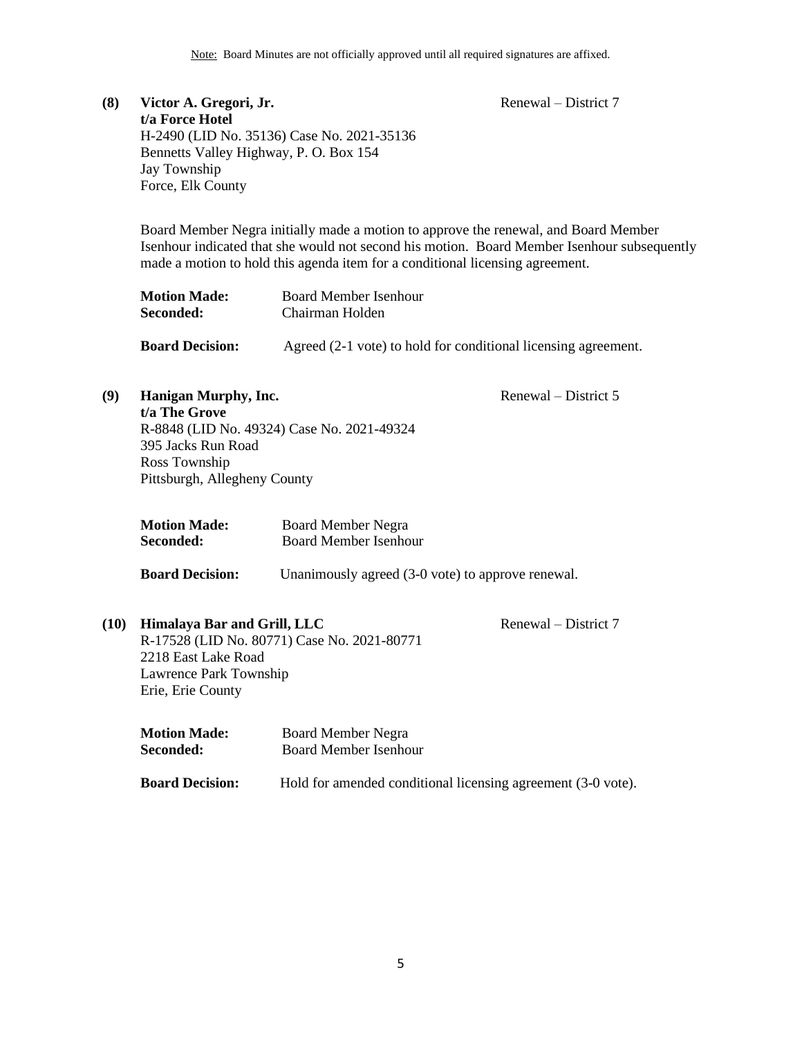Note: Board Minutes are not officially approved until all required signatures are affixed.

**(8) Victor A. Gregori, Jr.** Renewal – District 7
**t/a Force Hotel**
H-2490 (LID No. 35136) Case No. 2021-35136
Bennetts Valley Highway, P. O. Box 154
Jay Township
Force, Elk County

Board Member Negra initially made a motion to approve the renewal, and Board Member Isenhour indicated that she would not second his motion. Board Member Isenhour subsequently made a motion to hold this agenda item for a conditional licensing agreement.

**Motion Made:** Board Member Isenhour
**Seconded:** Chairman Holden

**Board Decision:** Agreed (2-1 vote) to hold for conditional licensing agreement.

**(9) Hanigan Murphy, Inc.** Renewal – District 5
**t/a The Grove**
R-8848 (LID No. 49324) Case No. 2021-49324
395 Jacks Run Road
Ross Township
Pittsburgh, Allegheny County

**Motion Made:** Board Member Negra
**Seconded:** Board Member Isenhour

**Board Decision:** Unanimously agreed (3-0 vote) to approve renewal.

**(10) Himalaya Bar and Grill, LLC** Renewal – District 7
R-17528 (LID No. 80771) Case No. 2021-80771
2218 East Lake Road
Lawrence Park Township
Erie, Erie County

**Motion Made:** Board Member Negra
**Seconded:** Board Member Isenhour

**Board Decision:** Hold for amended conditional licensing agreement (3-0 vote).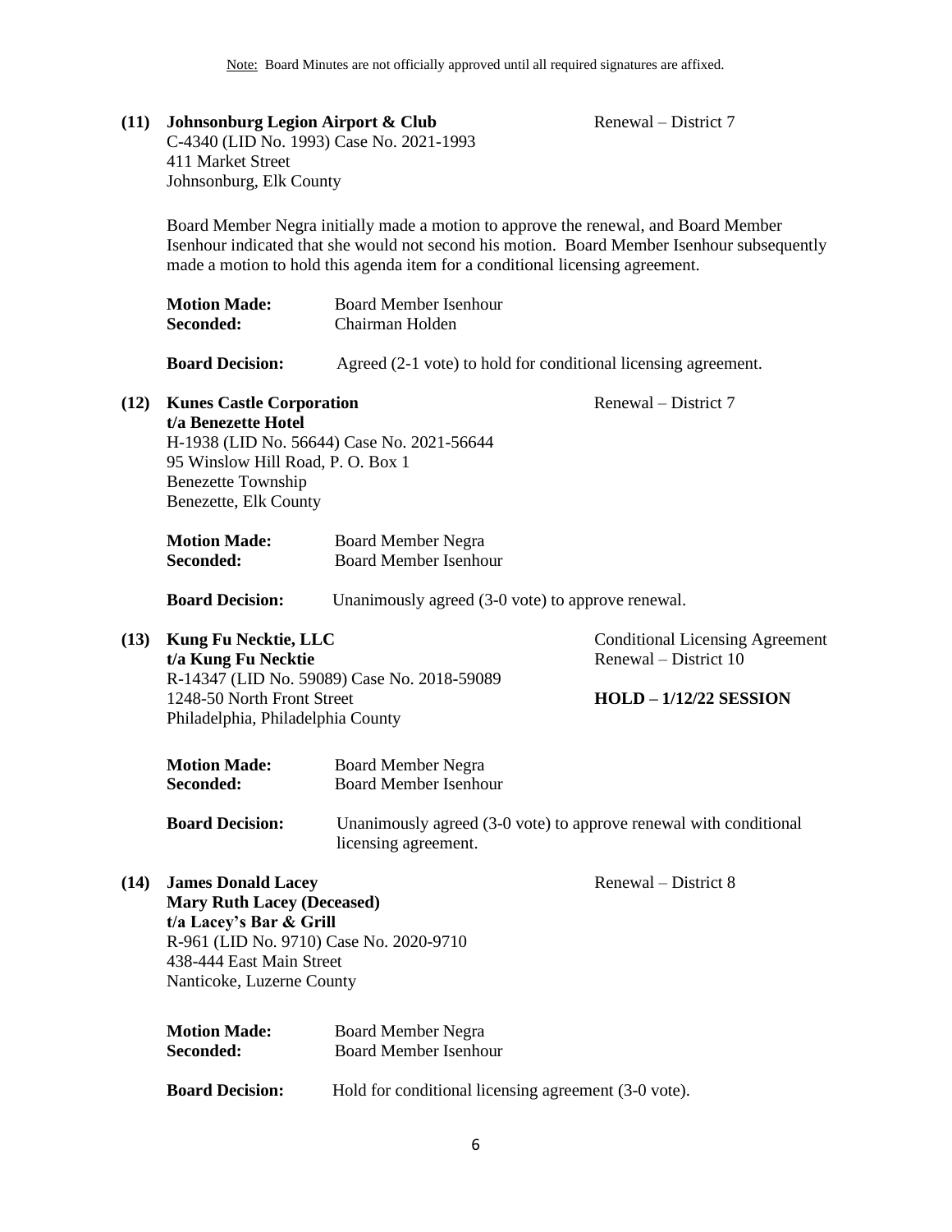Note: Board Minutes are not officially approved until all required signatures are affixed.

**(11) Johnsonburg Legion Airport & Club** Renewal – District 7
C-4340 (LID No. 1993) Case No. 2021-1993
411 Market Street
Johnsonburg, Elk County

Board Member Negra initially made a motion to approve the renewal, and Board Member Isenhour indicated that she would not second his motion. Board Member Isenhour subsequently made a motion to hold this agenda item for a conditional licensing agreement.

**Motion Made:** Board Member Isenhour
**Seconded:** Chairman Holden

**Board Decision:** Agreed (2-1 vote) to hold for conditional licensing agreement.

**(12) Kunes Castle Corporation** Renewal – District 7
**t/a Benezette Hotel**
H-1938 (LID No. 56644) Case No. 2021-56644
95 Winslow Hill Road, P. O. Box 1
Benezette Township
Benezette, Elk County

**Motion Made:** Board Member Negra
**Seconded:** Board Member Isenhour

**Board Decision:** Unanimously agreed (3-0 vote) to approve renewal.

**(13) Kung Fu Necktie, LLC** Conditional Licensing Agreement
**t/a Kung Fu Necktie** Renewal – District 10
R-14347 (LID No. 59089) Case No. 2018-59089
1248-50 North Front Street **HOLD – 1/12/22 SESSION**
Philadelphia, Philadelphia County

**Motion Made:** Board Member Negra
**Seconded:** Board Member Isenhour

**Board Decision:** Unanimously agreed (3-0 vote) to approve renewal with conditional licensing agreement.

**(14) James Donald Lacey** Renewal – District 8
**Mary Ruth Lacey (Deceased)**
**t/a Lacey's Bar & Grill**
R-961 (LID No. 9710) Case No. 2020-9710
438-444 East Main Street
Nanticoke, Luzerne County

**Motion Made:** Board Member Negra
**Seconded:** Board Member Isenhour

**Board Decision:** Hold for conditional licensing agreement (3-0 vote).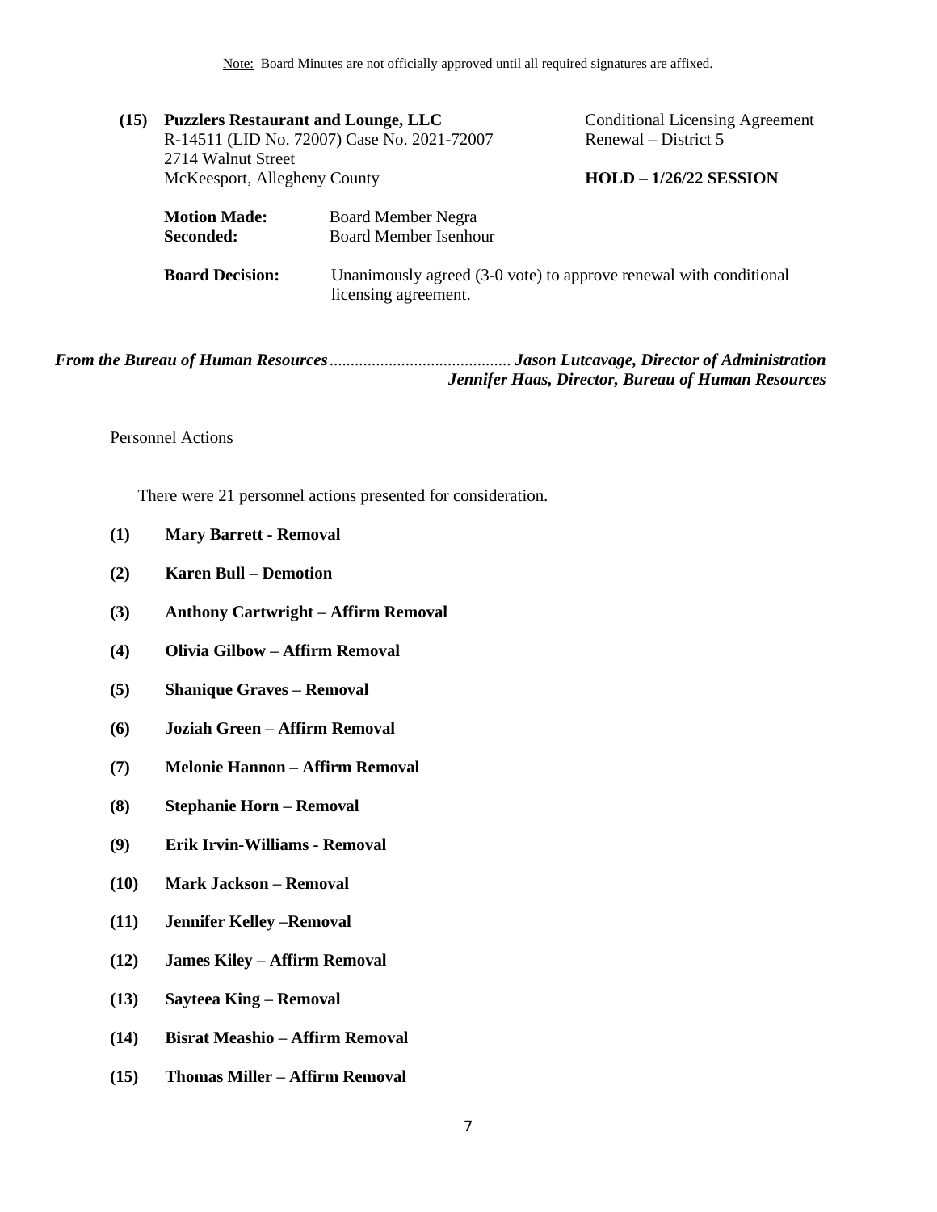Note: Board Minutes are not officially approved until all required signatures are affixed.

**(15) Puzzlers Restaurant and Lounge, LLC**
R-14511 (LID No. 72007) Case No. 2021-72007
2714 Walnut Street
McKeesport, Allegheny County

Conditional Licensing Agreement
Renewal – District 5

**HOLD – 1/26/22 SESSION**

**Motion Made:** Board Member Negra
**Seconded:** Board Member Isenhour

**Board Decision:** Unanimously agreed (3-0 vote) to approve renewal with conditional licensing agreement.

***From the Bureau of Human Resources*** *..........................................* ***Jason Lutcavage, Director of Administration***
***Jennifer Haas, Director, Bureau of Human Resources***

Personnel Actions

There were 21 personnel actions presented for consideration.

**(1) Mary Barrett - Removal**

**(2) Karen Bull – Demotion**

**(3) Anthony Cartwright – Affirm Removal**

**(4) Olivia Gilbow – Affirm Removal**

**(5) Shanique Graves – Removal**

**(6) Joziah Green – Affirm Removal**

**(7) Melonie Hannon – Affirm Removal**

**(8) Stephanie Horn – Removal**

**(9) Erik Irvin-Williams - Removal**

**(10) Mark Jackson – Removal**

**(11) Jennifer Kelley –Removal**

**(12) James Kiley – Affirm Removal**

**(13) Sayteea King – Removal**

**(14) Bisrat Meashio – Affirm Removal**

**(15) Thomas Miller – Affirm Removal**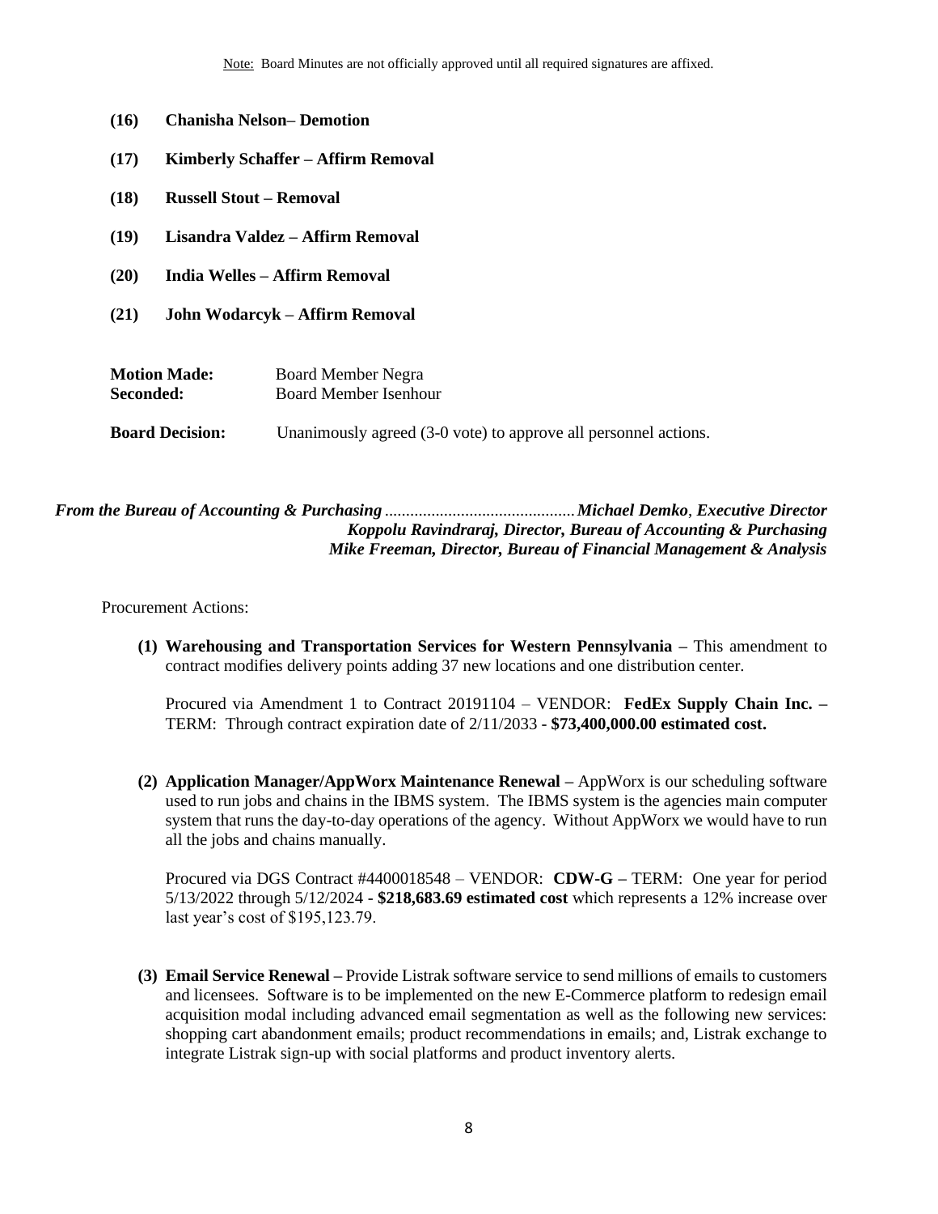Note: Board Minutes are not officially approved until all required signatures are affixed.

**(16) Chanisha Nelson– Demotion**

**(17) Kimberly Schaffer – Affirm Removal**

**(18) Russell Stout – Removal**

**(19) Lisandra Valdez – Affirm Removal**

**(20) India Welles – Affirm Removal**

**(21) John Wodarcyk – Affirm Removal**

**Motion Made:** Board Member Negra
**Seconded:** Board Member Isenhour

**Board Decision:** Unanimously agreed (3-0 vote) to approve all personnel actions.

***From the Bureau of Accounting & Purchasing*** ............................................***Michael Demko**, **Executive Director***
***Koppolu Ravindraraj, Director, Bureau of Accounting & Purchasing***
***Mike Freeman, Director, Bureau of Financial Management & Analysis***

Procurement Actions:

**(1) Warehousing and Transportation Services for Western Pennsylvania –** This amendment to contract modifies delivery points adding 37 new locations and one distribution center.

Procured via Amendment 1 to Contract 20191104 – VENDOR: **FedEx Supply Chain Inc. –** TERM: Through contract expiration date of 2/11/2033 - **$73,400,000.00 estimated cost.**

**(2) Application Manager/AppWorx Maintenance Renewal –** AppWorx is our scheduling software used to run jobs and chains in the IBMS system. The IBMS system is the agencies main computer system that runs the day-to-day operations of the agency. Without AppWorx we would have to run all the jobs and chains manually.

Procured via DGS Contract #4400018548 – VENDOR: **CDW-G –** TERM: One year for period 5/13/2022 through 5/12/2024 - **$218,683.69 estimated cost** which represents a 12% increase over last year's cost of $195,123.79.

**(3) Email Service Renewal –** Provide Listrak software service to send millions of emails to customers and licensees. Software is to be implemented on the new E-Commerce platform to redesign email acquisition modal including advanced email segmentation as well as the following new services: shopping cart abandonment emails; product recommendations in emails; and, Listrak exchange to integrate Listrak sign-up with social platforms and product inventory alerts.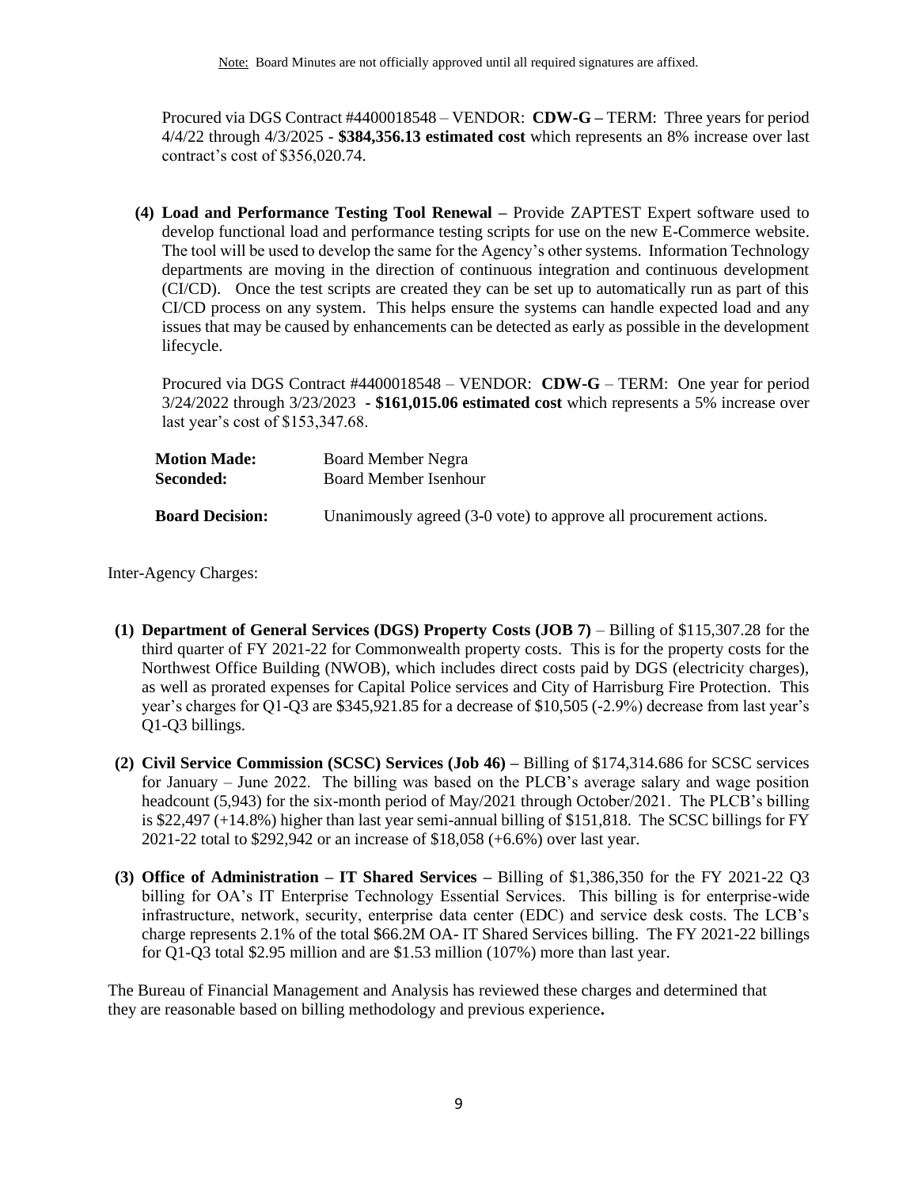Procured via DGS Contract #4400018548 – VENDOR: **CDW-G –** TERM: Three years for period 4/4/22 through 4/3/2025 - **$384,356.13 estimated cost** which represents an 8% increase over last contract's cost of $356,020.74.

**(4) Load and Performance Testing Tool Renewal –** Provide ZAPTEST Expert software used to develop functional load and performance testing scripts for use on the new E-Commerce website. The tool will be used to develop the same for the Agency's other systems. Information Technology departments are moving in the direction of continuous integration and continuous development (CI/CD). Once the test scripts are created they can be set up to automatically run as part of this CI/CD process on any system. This helps ensure the systems can handle expected load and any issues that may be caused by enhancements can be detected as early as possible in the development lifecycle.

Procured via DGS Contract #4400018548 – VENDOR: **CDW-G** – TERM: One year for period 3/24/2022 through 3/23/2023 **- $161,015.06 estimated cost** which represents a 5% increase over last year's cost of $153,347.68.

**Motion Made:** Board Member Negra
**Seconded:** Board Member Isenhour

**Board Decision:** Unanimously agreed (3-0 vote) to approve all procurement actions.

Inter-Agency Charges:

**(1) Department of General Services (DGS) Property Costs (JOB 7)** – Billing of $115,307.28 for the third quarter of FY 2021-22 for Commonwealth property costs. This is for the property costs for the Northwest Office Building (NWOB), which includes direct costs paid by DGS (electricity charges), as well as prorated expenses for Capital Police services and City of Harrisburg Fire Protection. This year's charges for Q1-Q3 are $345,921.85 for a decrease of $10,505 (-2.9%) decrease from last year's Q1-Q3 billings.

**(2) Civil Service Commission (SCSC) Services (Job 46) –** Billing of $174,314.686 for SCSC services for January – June 2022. The billing was based on the PLCB's average salary and wage position headcount (5,943) for the six-month period of May/2021 through October/2021. The PLCB's billing is $22,497 (+14.8%) higher than last year semi-annual billing of $151,818. The SCSC billings for FY 2021-22 total to $292,942 or an increase of $18,058 (+6.6%) over last year.

**(3) Office of Administration – IT Shared Services –** Billing of $1,386,350 for the FY 2021-22 Q3 billing for OA's IT Enterprise Technology Essential Services. This billing is for enterprise-wide infrastructure, network, security, enterprise data center (EDC) and service desk costs. The LCB's charge represents 2.1% of the total $66.2M OA- IT Shared Services billing. The FY 2021-22 billings for Q1-Q3 total $2.95 million and are $1.53 million (107%) more than last year.

The Bureau of Financial Management and Analysis has reviewed these charges and determined that they are reasonable based on billing methodology and previous experience**.**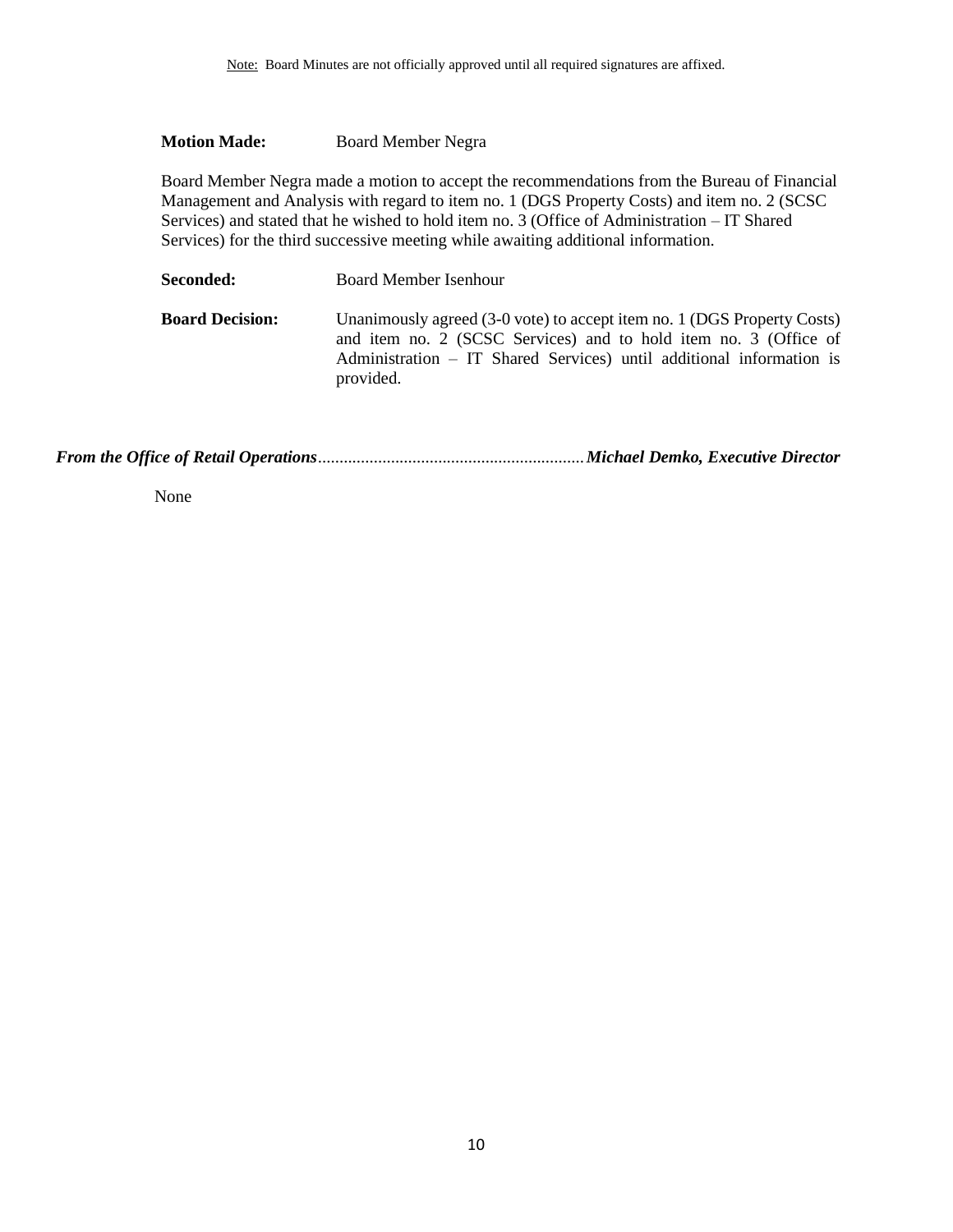**Motion Made:** Board Member Negra

Board Member Negra made a motion to accept the recommendations from the Bureau of Financial Management and Analysis with regard to item no. 1 (DGS Property Costs) and item no. 2 (SCSC Services) and stated that he wished to hold item no. 3 (Office of Administration – IT Shared Services) for the third successive meeting while awaiting additional information.

**Seconded:** Board Member Isenhour

**Board Decision:** Unanimously agreed (3-0 vote) to accept item no. 1 (DGS Property Costs) and item no. 2 (SCSC Services) and to hold item no. 3 (Office of Administration – IT Shared Services) until additional information is provided.

***From the Office of Retail Operations*****.............................................................*****Michael Demko, Executive Director***

None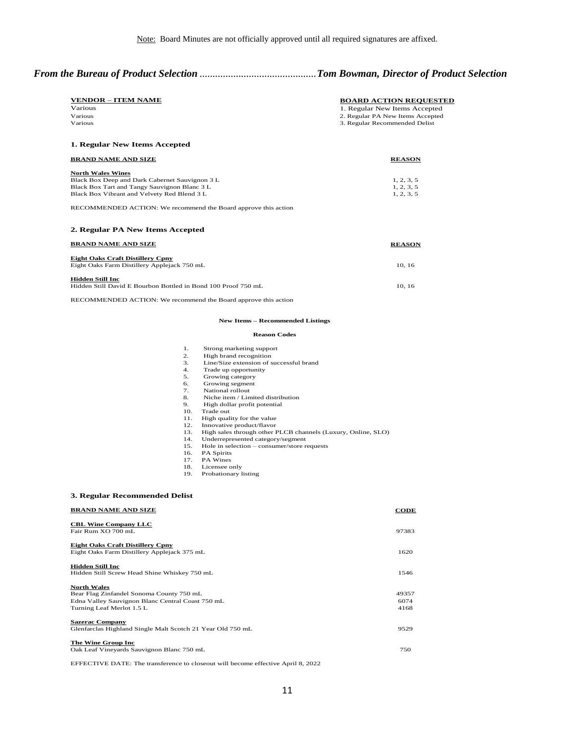Note: Board Minutes are not officially approved until all required signatures are affixed.

## *From the Bureau of Product Selection .............................................Tom Bowman, Director of Product Selection*

| VENDOR – ITEM NAME | BOARD ACTION REQUESTED |
|---|---|
| Various | 1. Regular New Items Accepted |
| Various | 2. Regular PA New Items Accepted |
| Various | 3. Regular Recommended Delist |

### 1. Regular New Items Accepted

| BRAND NAME AND SIZE | REASON |
|---|---|
| **North Wales Wines** | |
| Black Box Deep and Dark Cabernet Sauvignon 3 L | 1, 2, 3, 5 |
| Black Box Tart and Tangy Sauvignon Blanc 3 L | 1, 2, 3, 5 |
| Black Box Vibrant and Velvety Red Blend 3 L | 1, 2, 3, 5 |

RECOMMENDED ACTION: We recommend the Board approve this action

### 2. Regular PA New Items Accepted

| BRAND NAME AND SIZE | REASON |
|---|---|
| **Eight Oaks Craft Distillery Cpny** | |
| Eight Oaks Farm Distillery Applejack 750 mL | 10, 16 |
| **Hidden Still Inc** | |
| Hidden Still David E Bourbon Bottled in Bond 100 Proof 750 mL | 10, 16 |

RECOMMENDED ACTION: We recommend the Board approve this action

**New Items – Recommended Listings**

**Reason Codes**

1. Strong marketing support
2. High brand recognition
3. Line/Size extension of successful brand
4. Trade up opportunity
5. Growing category
6. Growing segment
7. National rollout
8. Niche item / Limited distribution
9. High dollar profit potential
10. Trade out
11. High quality for the value
12. Innovative product/flavor
13. High sales through other PLCB channels (Luxury, Online, SLO)
14. Underrepresented category/segment
15. Hole in selection – consumer/store requests
16. PA Spirits
17. PA Wines
18. Licensee only
19. Probationary listing

### 3. Regular Recommended Delist

| BRAND NAME AND SIZE | CODE |
|---|---|
| **CBL Wine Company LLC** | |
| Fair Rum XO 700 mL | 97383 |
| **Eight Oaks Craft Distillery Cpny** | |
| Eight Oaks Farm Distillery Applejack 375 mL | 1620 |
| **Hidden Still Inc** | |
| Hidden Still Screw Head Shine Whiskey 750 mL | 1546 |
| **North Wales** | |
| Bear Flag Zinfandel Sonoma County 750 mL | 49357 |
| Edna Valley Sauvignon Blanc Central Coast 750 mL | 6074 |
| Turning Leaf Merlot 1.5 L | 4168 |
| **Sazerac Company** | |
| Glenfarclas Highland Single Malt Scotch 21 Year Old 750 mL | 9529 |
| **The Wine Group Inc** | |
| Oak Leaf Vineyards Sauvignon Blanc 750 mL | 750 |

EFFECTIVE DATE: The transference to closeout will become effective April 8, 2022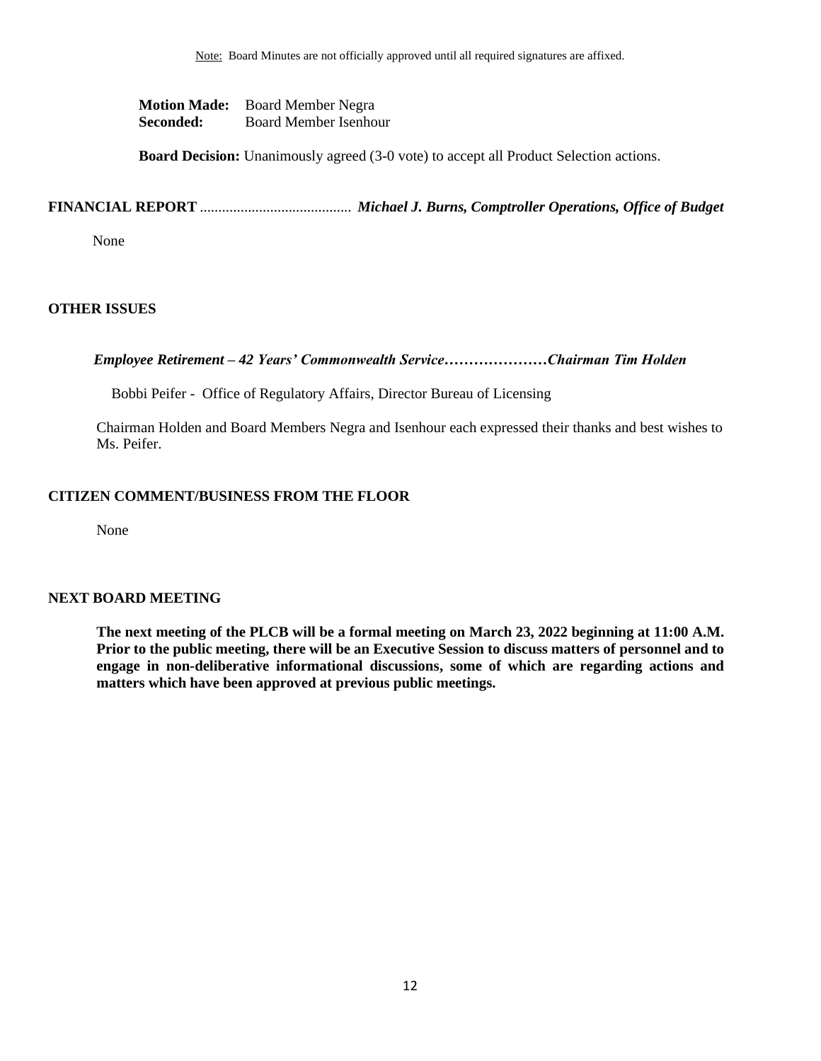Note: Board Minutes are not officially approved until all required signatures are affixed.

**Motion Made:** Board Member Negra
**Seconded:** Board Member Isenhour

**Board Decision:** Unanimously agreed (3-0 vote) to accept all Product Selection actions.

**FINANCIAL REPORT** ......................................... ***Michael J. Burns, Comptroller Operations, Office of Budget***

None

**OTHER ISSUES**

***Employee Retirement – 42 Years' Commonwealth Service…………………Chairman Tim Holden***

Bobbi Peifer - Office of Regulatory Affairs, Director Bureau of Licensing

Chairman Holden and Board Members Negra and Isenhour each expressed their thanks and best wishes to Ms. Peifer.

**CITIZEN COMMENT/BUSINESS FROM THE FLOOR**

None

**NEXT BOARD MEETING**

**The next meeting of the PLCB will be a formal meeting on March 23, 2022 beginning at 11:00 A.M. Prior to the public meeting, there will be an Executive Session to discuss matters of personnel and to engage in non-deliberative informational discussions, some of which are regarding actions and matters which have been approved at previous public meetings.**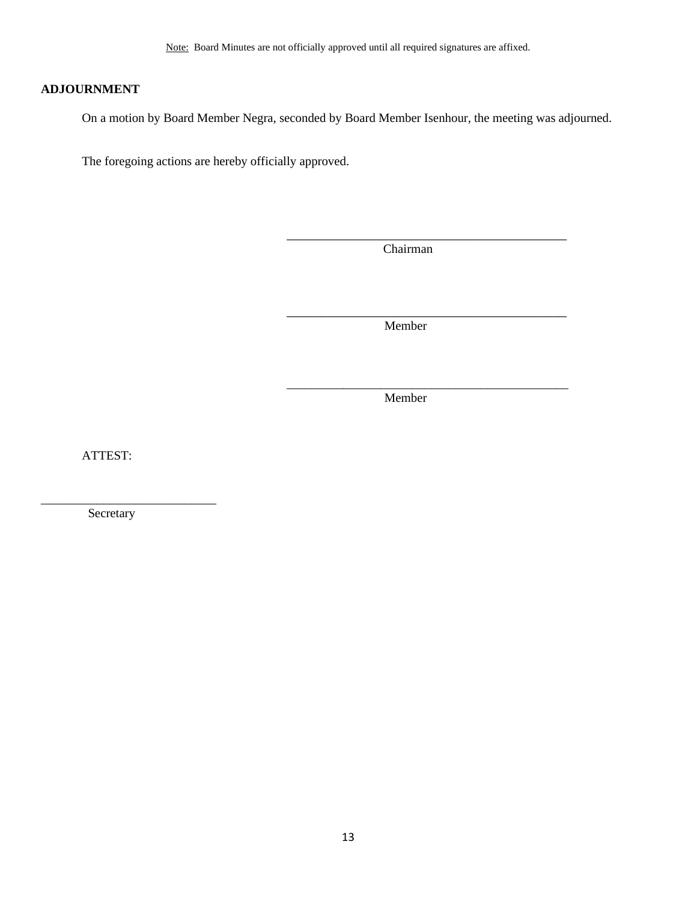Note: Board Minutes are not officially approved until all required signatures are affixed.

**ADJOURNMENT**

On a motion by Board Member Negra, seconded by Board Member Isenhour, the meeting was adjourned.

The foregoing actions are hereby officially approved.

\_\_\_\_\_\_\_\_\_\_\_\_\_\_\_\_\_\_\_\_\_\_\_\_\_\_\_\_\_\_\_\_\_\_\_\_\_\_\_\_\_\_\_\_
Chairman

\_\_\_\_\_\_\_\_\_\_\_\_\_\_\_\_\_\_\_\_\_\_\_\_\_\_\_\_\_\_\_\_\_\_\_\_\_\_\_\_\_\_\_\_
Member

\_\_\_\_\_\_\_\_\_\_\_\_\_\_\_\_\_\_\_\_\_\_\_\_\_\_\_\_\_\_\_\_\_\_\_\_\_\_\_\_\_\_\_\_
Member

ATTEST:

\_\_\_\_\_\_\_\_\_\_\_\_\_\_\_\_\_\_\_\_\_\_\_\_\_\_\_\_
Secretary